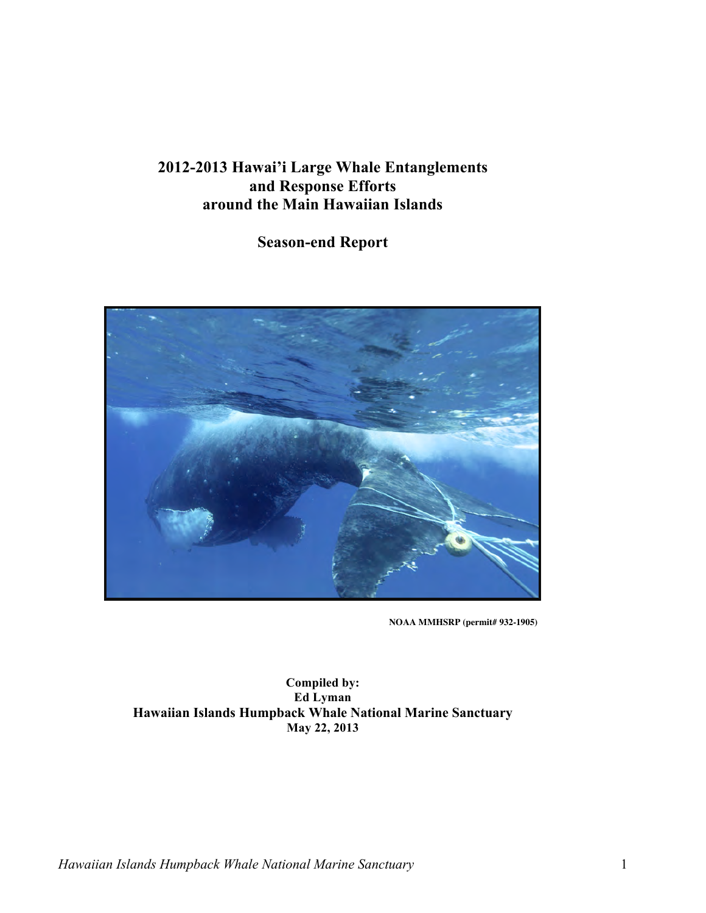# 2012-2013 Hawai'i Large Whale Entanglements and Response Efforts around the Main Hawaiian Islands

## Season-end Report

NOAA MMHSRP (permit# 932-1905)

**Compiled by:**
**Ed Lyman**
**Hawaiian Islands Humpback Whale National Marine Sanctuary**
**May 22, 2013**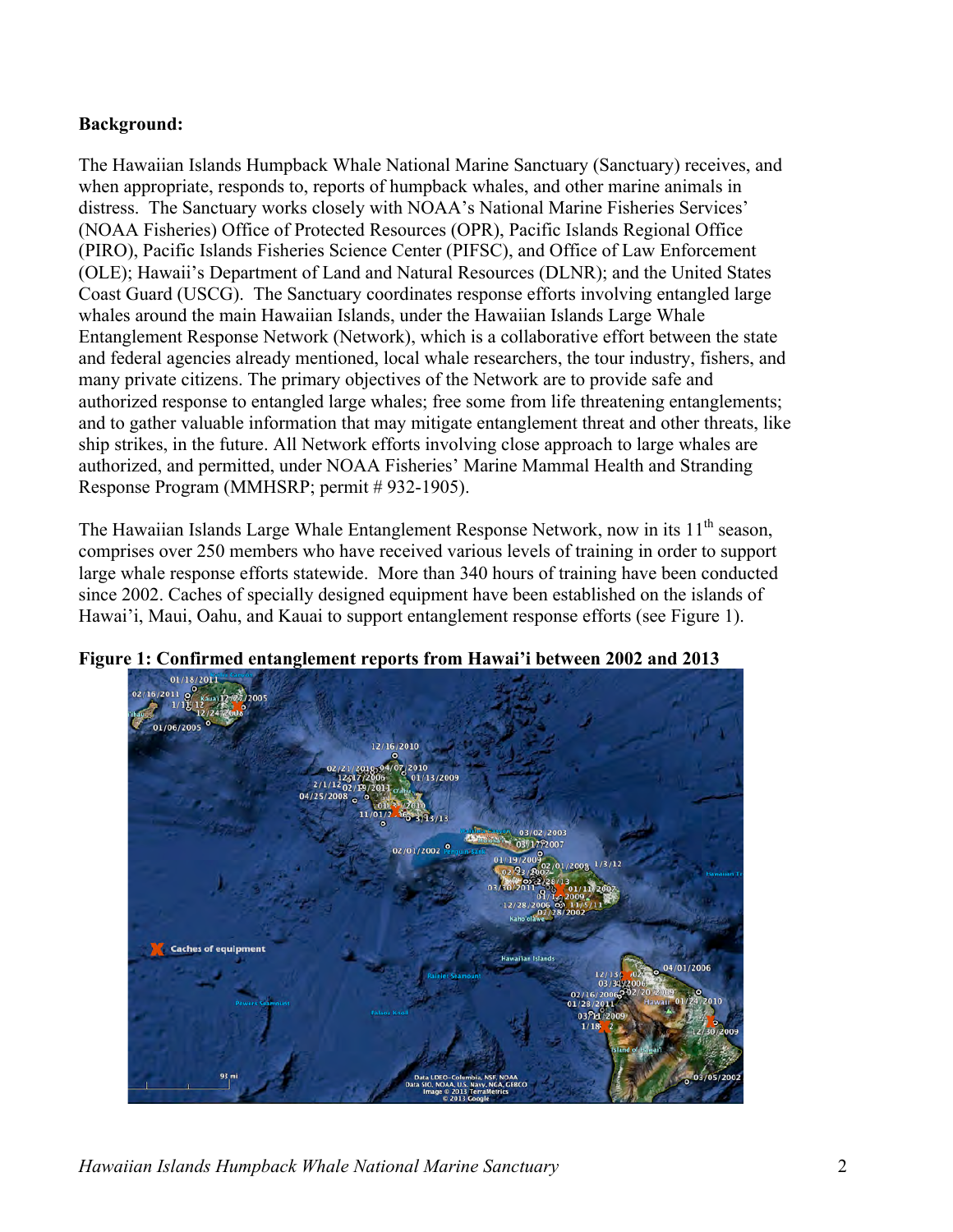**Background:**

The Hawaiian Islands Humpback Whale National Marine Sanctuary (Sanctuary) receives, and when appropriate, responds to, reports of humpback whales, and other marine animals in distress. The Sanctuary works closely with NOAA's National Marine Fisheries Services' (NOAA Fisheries) Office of Protected Resources (OPR), Pacific Islands Regional Office (PIRO), Pacific Islands Fisheries Science Center (PIFSC), and Office of Law Enforcement (OLE); Hawaii's Department of Land and Natural Resources (DLNR); and the United States Coast Guard (USCG). The Sanctuary coordinates response efforts involving entangled large whales around the main Hawaiian Islands, under the Hawaiian Islands Large Whale Entanglement Response Network (Network), which is a collaborative effort between the state and federal agencies already mentioned, local whale researchers, the tour industry, fishers, and many private citizens. The primary objectives of the Network are to provide safe and authorized response to entangled large whales; free some from life threatening entanglements; and to gather valuable information that may mitigate entanglement threat and other threats, like ship strikes, in the future. All Network efforts involving close approach to large whales are authorized, and permitted, under NOAA Fisheries' Marine Mammal Health and Stranding Response Program (MMHSRP; permit # 932-1905).

The Hawaiian Islands Large Whale Entanglement Response Network, now in its 11th season, comprises over 250 members who have received various levels of training in order to support large whale response efforts statewide. More than 340 hours of training have been conducted since 2002. Caches of specially designed equipment have been established on the islands of Hawai'i, Maui, Oahu, and Kauai to support entanglement response efforts (see Figure 1).

**Figure 1: Confirmed entanglement reports from Hawai'i between 2002 and 2013**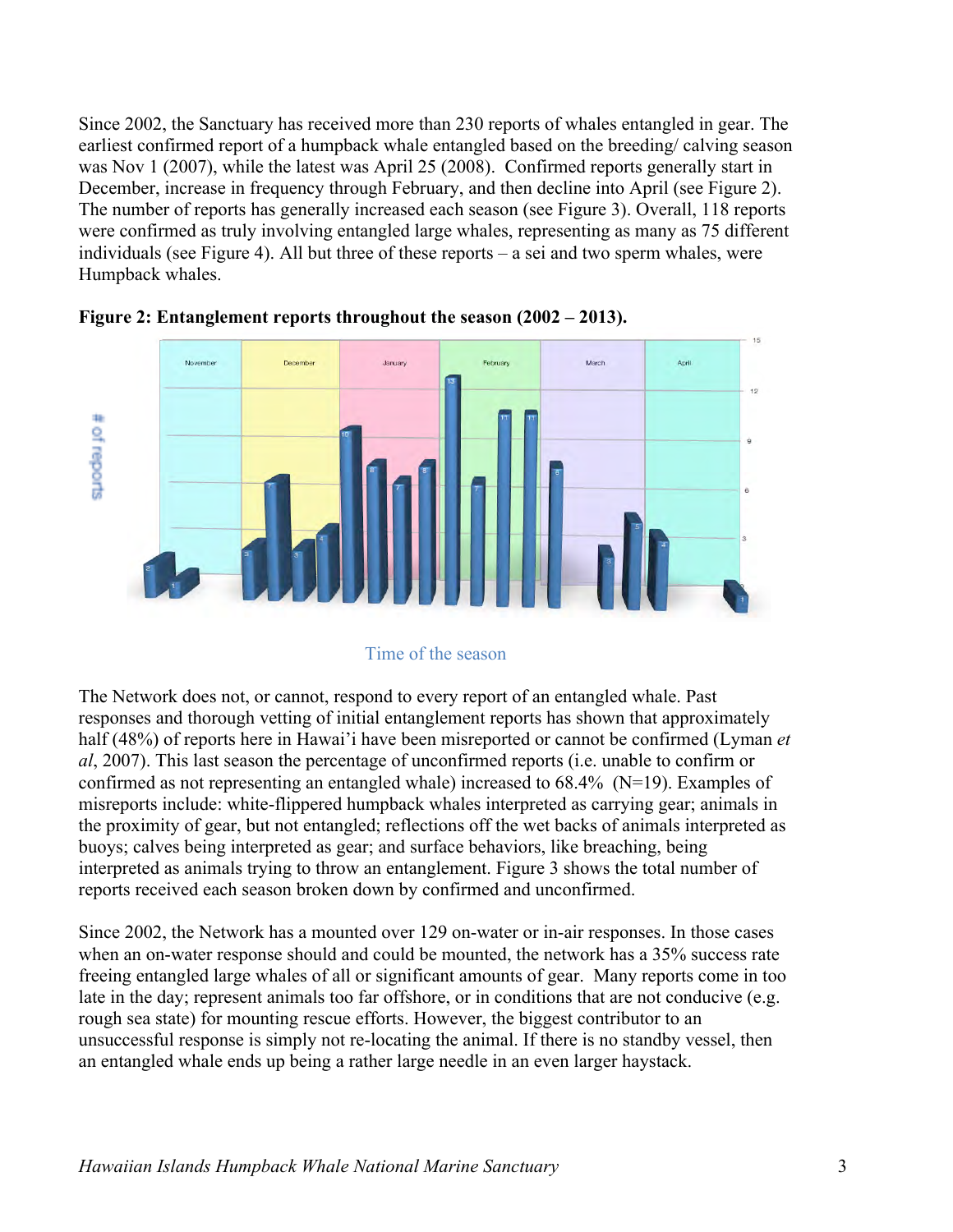Since 2002, the Sanctuary has received more than 230 reports of whales entangled in gear. The earliest confirmed report of a humpback whale entangled based on the breeding/ calving season was Nov 1 (2007), while the latest was April 25 (2008). Confirmed reports generally start in December, increase in frequency through February, and then decline into April (see Figure 2). The number of reports has generally increased each season (see Figure 3). Overall, 118 reports were confirmed as truly involving entangled large whales, representing as many as 75 different individuals (see Figure 4). All but three of these reports – a sei and two sperm whales, were Humpback whales.

**Figure 2: Entanglement reports throughout the season (2002 – 2013).**

The Network does not, or cannot, respond to every report of an entangled whale. Past responses and thorough vetting of initial entanglement reports has shown that approximately half (48%) of reports here in Hawai'i have been misreported or cannot be confirmed (Lyman *et al*, 2007). This last season the percentage of unconfirmed reports (i.e. unable to confirm or confirmed as not representing an entangled whale) increased to 68.4% (N=19). Examples of misreports include: white-flippered humpback whales interpreted as carrying gear; animals in the proximity of gear, but not entangled; reflections off the wet backs of animals interpreted as buoys; calves being interpreted as gear; and surface behaviors, like breaching, being interpreted as animals trying to throw an entanglement. Figure 3 shows the total number of reports received each season broken down by confirmed and unconfirmed.

Since 2002, the Network has a mounted over 129 on-water or in-air responses. In those cases when an on-water response should and could be mounted, the network has a 35% success rate freeing entangled large whales of all or significant amounts of gear. Many reports come in too late in the day; represent animals too far offshore, or in conditions that are not conducive (e.g. rough sea state) for mounting rescue efforts. However, the biggest contributor to an unsuccessful response is simply not re-locating the animal. If there is no standby vessel, then an entangled whale ends up being a rather large needle in an even larger haystack.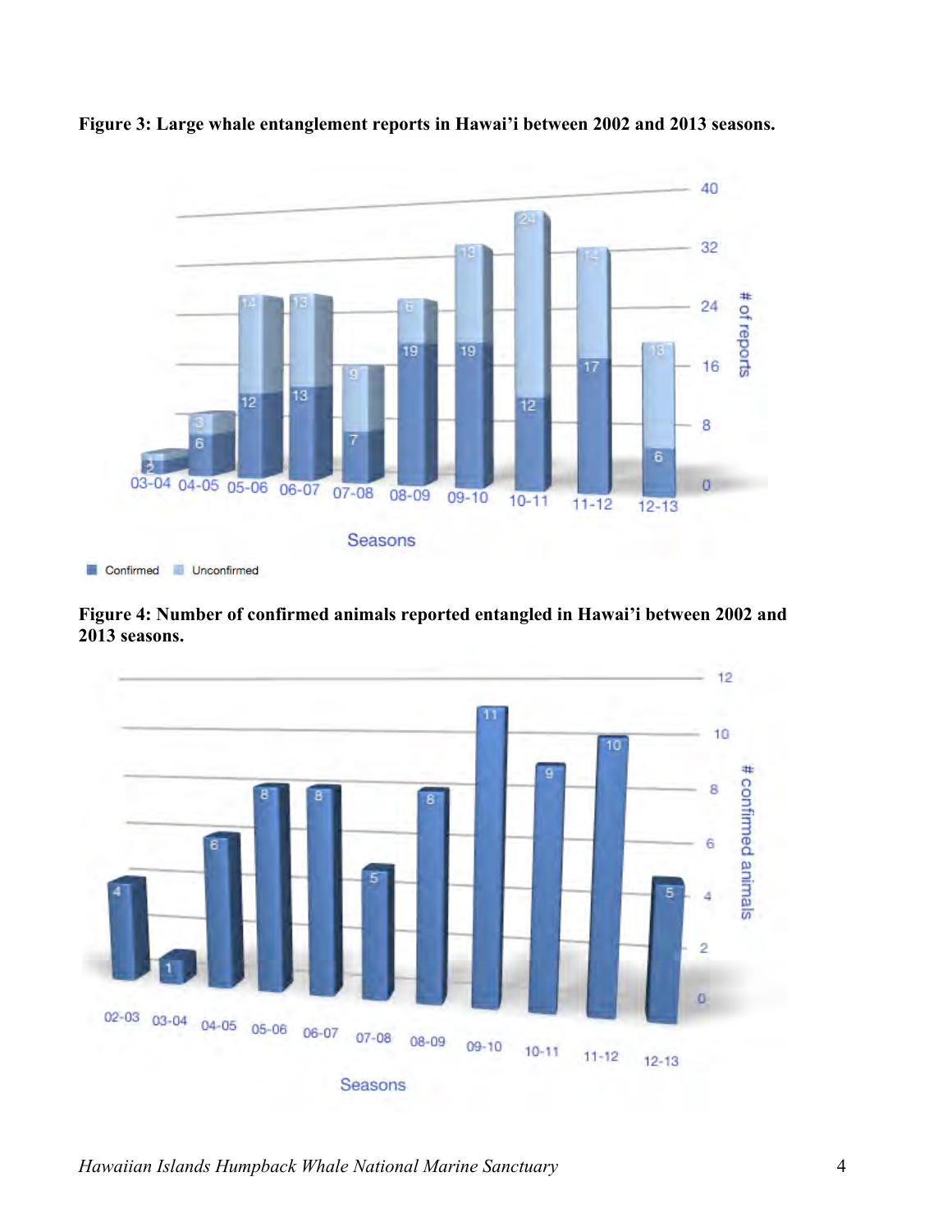**Figure 3: Large whale entanglement reports in Hawai'i between 2002 and 2013 seasons.**

**Figure 4: Number of confirmed animals reported entangled in Hawai'i between 2002 and 2013 seasons.**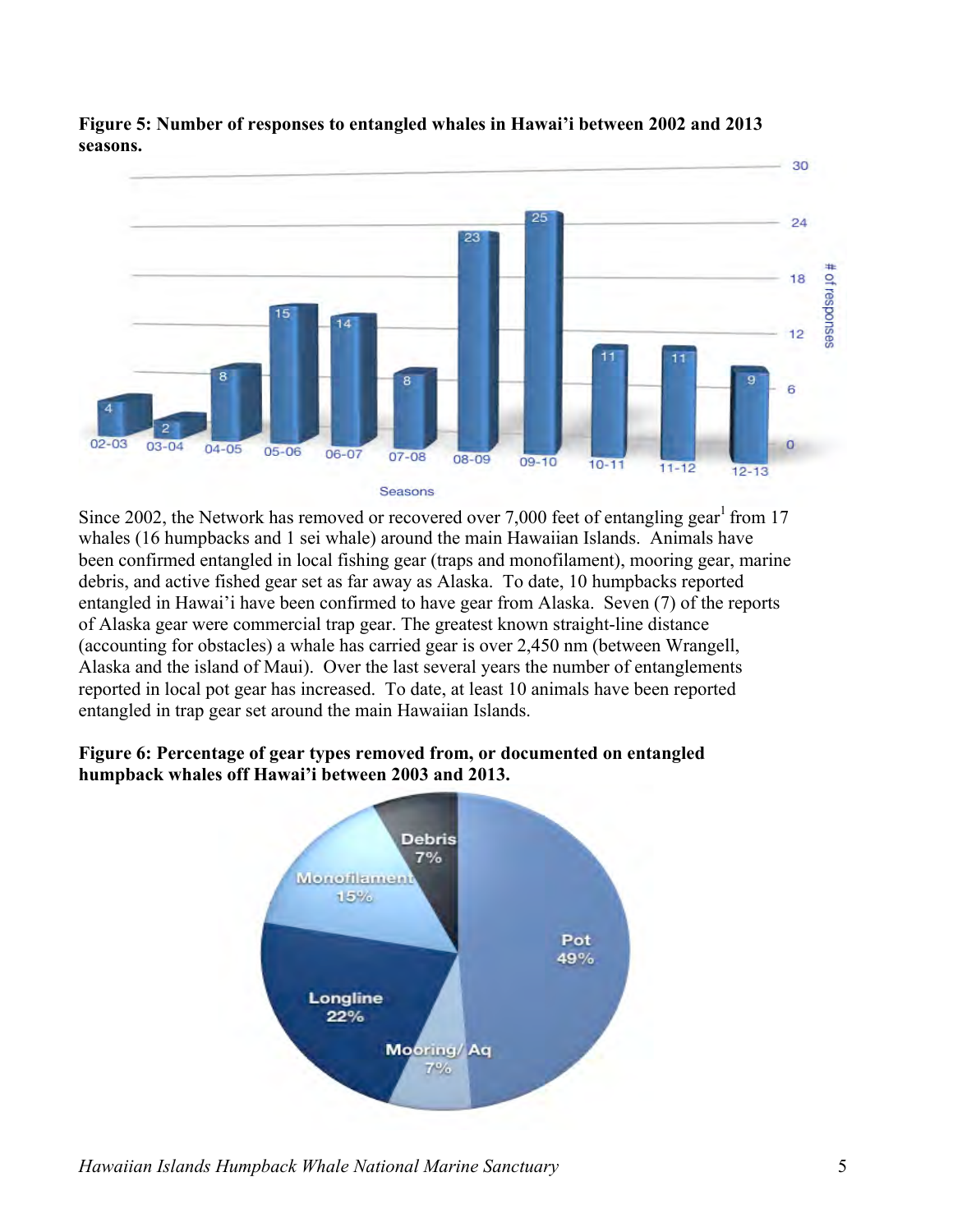**Figure 5: Number of responses to entangled whales in Hawai'i between 2002 and 2013 seasons.**

Since 2002, the Network has removed or recovered over 7,000 feet of entangling gear[1] from 17 whales (16 humpbacks and 1 sei whale) around the main Hawaiian Islands. Animals have been confirmed entangled in local fishing gear (traps and monofilament), mooring gear, marine debris, and active fished gear set as far away as Alaska. To date, 10 humpbacks reported entangled in Hawai'i have been confirmed to have gear from Alaska. Seven (7) of the reports of Alaska gear were commercial trap gear. The greatest known straight-line distance (accounting for obstacles) a whale has carried gear is over 2,450 nm (between Wrangell, Alaska and the island of Maui). Over the last several years the number of entanglements reported in local pot gear has increased. To date, at least 10 animals have been reported entangled in trap gear set around the main Hawaiian Islands.

**Figure 6: Percentage of gear types removed from, or documented on entangled humpback whales off Hawai'i between 2003 and 2013.**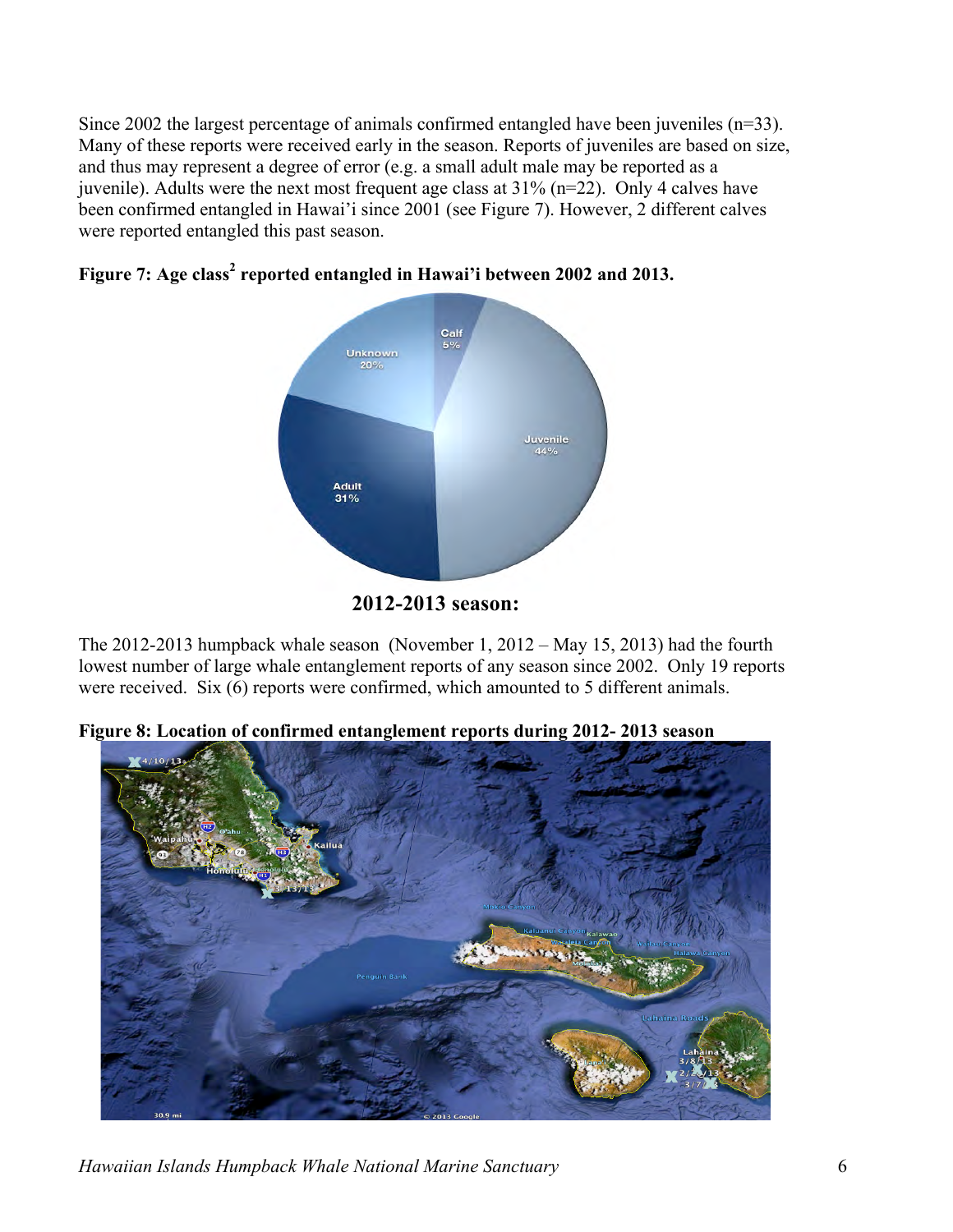Since 2002 the largest percentage of animals confirmed entangled have been juveniles (n=33). Many of these reports were received early in the season. Reports of juveniles are based on size, and thus may represent a degree of error (e.g. a small adult male may be reported as a juvenile). Adults were the next most frequent age class at 31% (n=22). Only 4 calves have been confirmed entangled in Hawai'i since 2001 (see Figure 7). However, 2 different calves were reported entangled this past season.

**Figure 7: Age class[2] reported entangled in Hawai'i between 2002 and 2013.**

## 2012-2013 season:

The 2012-2013 humpback whale season (November 1, 2012 – May 15, 2013) had the fourth lowest number of large whale entanglement reports of any season since 2002. Only 19 reports were received. Six (6) reports were confirmed, which amounted to 5 different animals.

**Figure 8: Location of confirmed entanglement reports during 2012- 2013 season**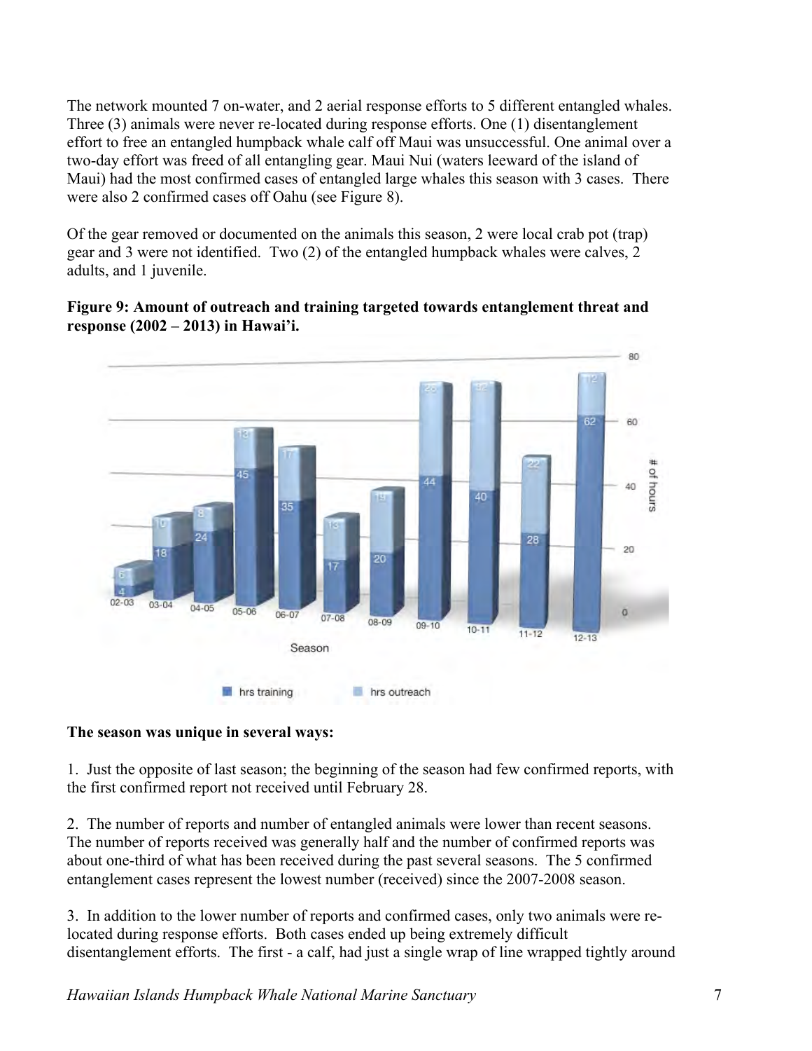The network mounted 7 on-water, and 2 aerial response efforts to 5 different entangled whales. Three (3) animals were never re-located during response efforts. One (1) disentanglement effort to free an entangled humpback whale calf off Maui was unsuccessful. One animal over a two-day effort was freed of all entangling gear. Maui Nui (waters leeward of the island of Maui) had the most confirmed cases of entangled large whales this season with 3 cases. There were also 2 confirmed cases off Oahu (see Figure 8).

Of the gear removed or documented on the animals this season, 2 were local crab pot (trap) gear and 3 were not identified. Two (2) of the entangled humpback whales were calves, 2 adults, and 1 juvenile.

**Figure 9: Amount of outreach and training targeted towards entanglement threat and response (2002 – 2013) in Hawai'i.**

| Season | hrs training | hrs outreach |
|---|---|---|
| 02-03 | 4 | 6 |
| 03-04 | 18 | 10 |
| 04-05 | 24 | 8 |
| 05-06 | 45 | 13 |
| 06-07 | 35 | 17 |
| 07-08 | 17 | 13 |
| 08-09 | 20 | 19 |
| 09-10 | 44 | 28 |
| 10-11 | 40 | 32 |
| 11-12 | 28 | 22 |
| 12-13 | 62 | 12 |

**The season was unique in several ways:**

1. Just the opposite of last season; the beginning of the season had few confirmed reports, with the first confirmed report not received until February 28.

2. The number of reports and number of entangled animals were lower than recent seasons. The number of reports received was generally half and the number of confirmed reports was about one-third of what has been received during the past several seasons. The 5 confirmed entanglement cases represent the lowest number (received) since the 2007-2008 season.

3. In addition to the lower number of reports and confirmed cases, only two animals were re-located during response efforts. Both cases ended up being extremely difficult disentanglement efforts. The first - a calf, had just a single wrap of line wrapped tightly around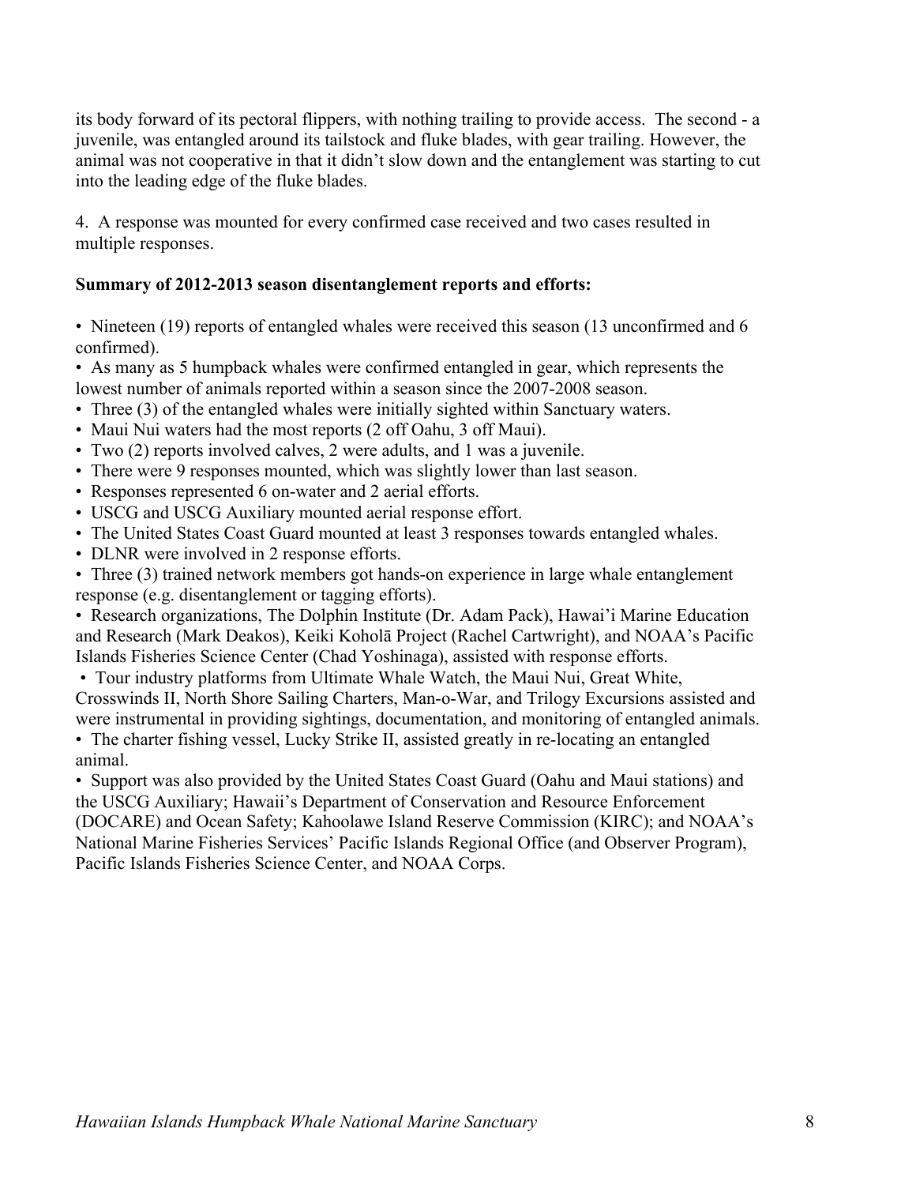its body forward of its pectoral flippers, with nothing trailing to provide access. The second - a juvenile, was entangled around its tailstock and fluke blades, with gear trailing. However, the animal was not cooperative in that it didn't slow down and the entanglement was starting to cut into the leading edge of the fluke blades.

4. A response was mounted for every confirmed case received and two cases resulted in multiple responses.

**Summary of 2012-2013 season disentanglement reports and efforts:**

- Nineteen (19) reports of entangled whales were received this season (13 unconfirmed and 6 confirmed).
- As many as 5 humpback whales were confirmed entangled in gear, which represents the lowest number of animals reported within a season since the 2007-2008 season.
- Three (3) of the entangled whales were initially sighted within Sanctuary waters.
- Maui Nui waters had the most reports (2 off Oahu, 3 off Maui).
- Two (2) reports involved calves, 2 were adults, and 1 was a juvenile.
- There were 9 responses mounted, which was slightly lower than last season.
- Responses represented 6 on-water and 2 aerial efforts.
- USCG and USCG Auxiliary mounted aerial response effort.
- The United States Coast Guard mounted at least 3 responses towards entangled whales.
- DLNR were involved in 2 response efforts.
- Three (3) trained network members got hands-on experience in large whale entanglement response (e.g. disentanglement or tagging efforts).
- Research organizations, The Dolphin Institute (Dr. Adam Pack), Hawai'i Marine Education and Research (Mark Deakos), Keiki Koholā Project (Rachel Cartwright), and NOAA's Pacific Islands Fisheries Science Center (Chad Yoshinaga), assisted with response efforts.
- Tour industry platforms from Ultimate Whale Watch, the Maui Nui, Great White, Crosswinds II, North Shore Sailing Charters, Man-o-War, and Trilogy Excursions assisted and were instrumental in providing sightings, documentation, and monitoring of entangled animals.
- The charter fishing vessel, Lucky Strike II, assisted greatly in re-locating an entangled animal.
- Support was also provided by the United States Coast Guard (Oahu and Maui stations) and the USCG Auxiliary; Hawaii's Department of Conservation and Resource Enforcement (DOCARE) and Ocean Safety; Kahoolawe Island Reserve Commission (KIRC); and NOAA's National Marine Fisheries Services' Pacific Islands Regional Office (and Observer Program), Pacific Islands Fisheries Science Center, and NOAA Corps.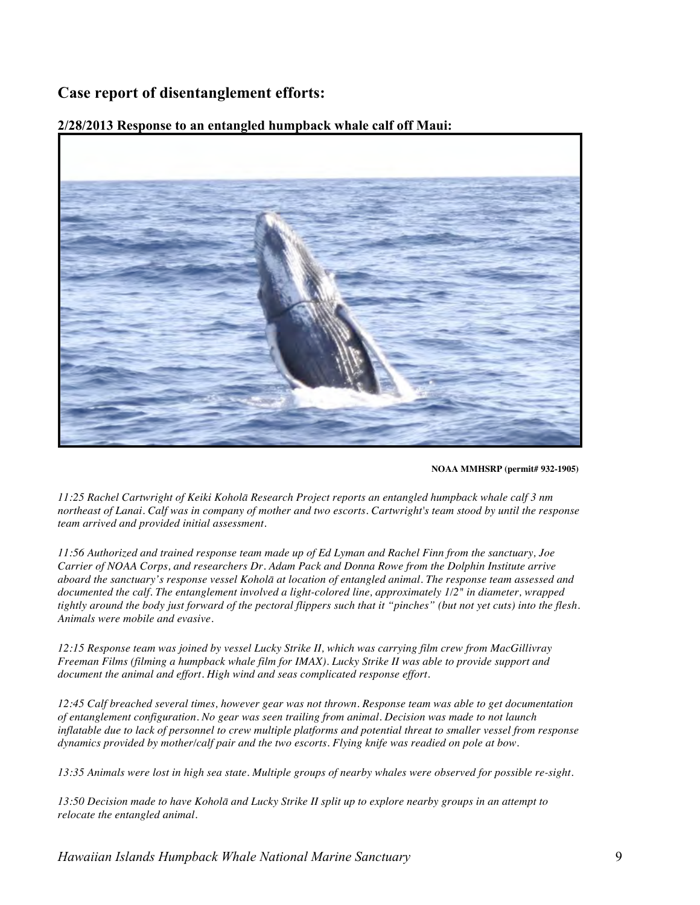## Case report of disentanglement efforts:

### 2/28/2013 Response to an entangled humpback whale calf off Maui:

**NOAA MMHSRP (permit# 932-1905)**

*11:25 Rachel Cartwright of Keiki Koholā Research Project reports an entangled humpback whale calf 3 nm northeast of Lanai. Calf was in company of mother and two escorts. Cartwright's team stood by until the response team arrived and provided initial assessment.*

*11:56 Authorized and trained response team made up of Ed Lyman and Rachel Finn from the sanctuary, Joe Carrier of NOAA Corps, and researchers Dr. Adam Pack and Donna Rowe from the Dolphin Institute arrive aboard the sanctuary's response vessel Koholā at location of entangled animal. The response team assessed and documented the calf. The entanglement involved a light-colored line, approximately 1/2" in diameter, wrapped tightly around the body just forward of the pectoral flippers such that it "pinches" (but not yet cuts) into the flesh. Animals were mobile and evasive.*

*12:15 Response team was joined by vessel Lucky Strike II, which was carrying film crew from MacGillivray Freeman Films (filming a humpback whale film for IMAX). Lucky Strike II was able to provide support and document the animal and effort. High wind and seas complicated response effort.*

*12:45 Calf breached several times, however gear was not thrown. Response team was able to get documentation of entanglement configuration. No gear was seen trailing from animal. Decision was made to not launch inflatable due to lack of personnel to crew multiple platforms and potential threat to smaller vessel from response dynamics provided by mother/calf pair and the two escorts. Flying knife was readied on pole at bow.*

*13:35 Animals were lost in high sea state. Multiple groups of nearby whales were observed for possible re-sight.*

*13:50 Decision made to have Koholā and Lucky Strike II split up to explore nearby groups in an attempt to relocate the entangled animal.*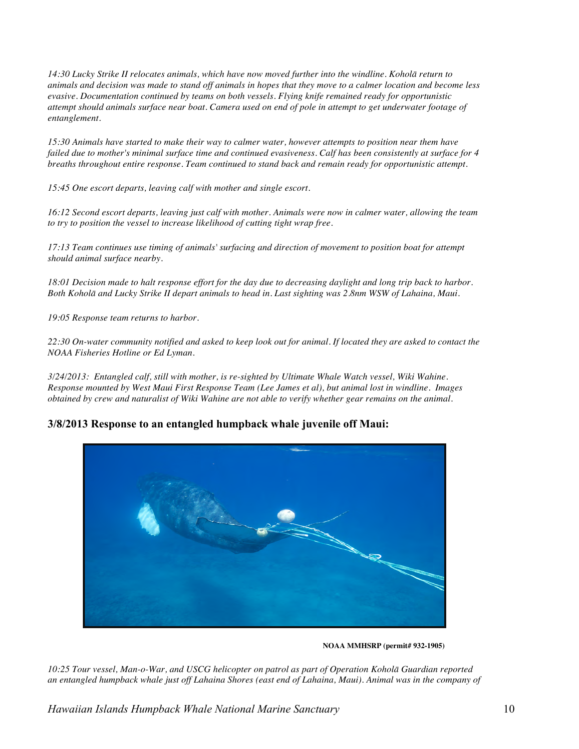*14:30 Lucky Strike II relocates animals, which have now moved further into the windline. Koholā return to animals and decision was made to stand off animals in hopes that they move to a calmer location and become less evasive. Documentation continued by teams on both vessels. Flying knife remained ready for opportunistic attempt should animals surface near boat. Camera used on end of pole in attempt to get underwater footage of entanglement.*

*15:30 Animals have started to make their way to calmer water, however attempts to position near them have failed due to mother's minimal surface time and continued evasiveness. Calf has been consistently at surface for 4 breaths throughout entire response. Team continued to stand back and remain ready for opportunistic attempt.*

*15:45 One escort departs, leaving calf with mother and single escort.*

*16:12 Second escort departs, leaving just calf with mother. Animals were now in calmer water, allowing the team to try to position the vessel to increase likelihood of cutting tight wrap free.*

*17:13 Team continues use timing of animals' surfacing and direction of movement to position boat for attempt should animal surface nearby.*

*18:01 Decision made to halt response effort for the day due to decreasing daylight and long trip back to harbor. Both Koholā and Lucky Strike II depart animals to head in. Last sighting was 2.8nm WSW of Lahaina, Maui.*

*19:05 Response team returns to harbor.*

*22:30 On-water community notified and asked to keep look out for animal. If located they are asked to contact the NOAA Fisheries Hotline or Ed Lyman.*

*3/24/2013: Entangled calf, still with mother, is re-sighted by Ultimate Whale Watch vessel, Wiki Wahine. Response mounted by West Maui First Response Team (Lee James et al), but animal lost in windline. Images obtained by crew and naturalist of Wiki Wahine are not able to verify whether gear remains on the animal.*

### 3/8/2013 Response to an entangled humpback whale juvenile off Maui:

**NOAA MMHSRP (permit# 932-1905)**

*10:25 Tour vessel, Man-o-War, and USCG helicopter on patrol as part of Operation Koholā Guardian reported an entangled humpback whale just off Lahaina Shores (east end of Lahaina, Maui). Animal was in the company of*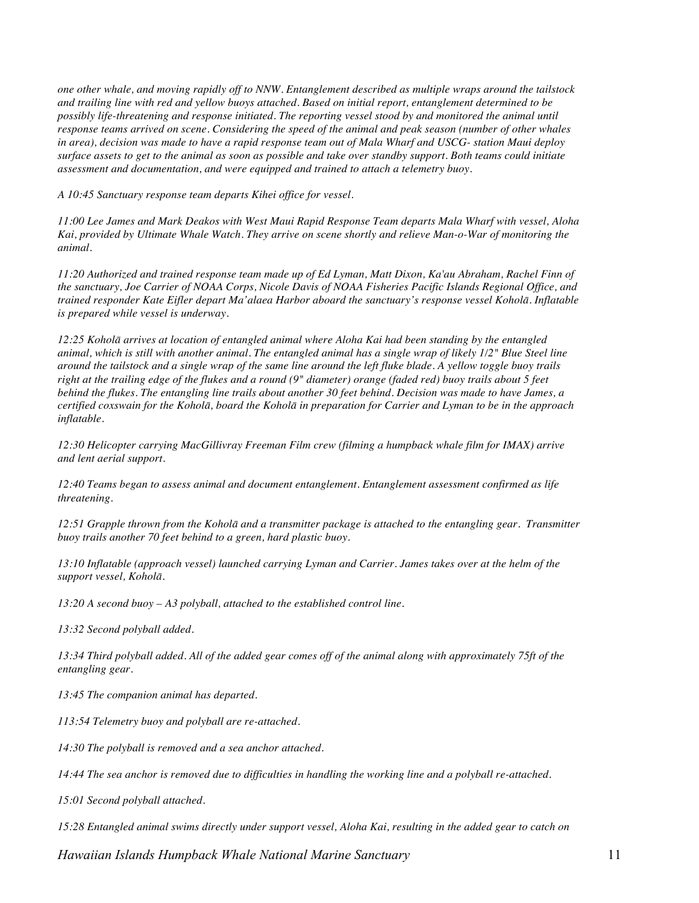*one other whale, and moving rapidly off to NNW. Entanglement described as multiple wraps around the tailstock and trailing line with red and yellow buoys attached. Based on initial report, entanglement determined to be possibly life-threatening and response initiated. The reporting vessel stood by and monitored the animal until response teams arrived on scene. Considering the speed of the animal and peak season (number of other whales in area), decision was made to have a rapid response team out of Mala Wharf and USCG- station Maui deploy surface assets to get to the animal as soon as possible and take over standby support. Both teams could initiate assessment and documentation, and were equipped and trained to attach a telemetry buoy.*

*A 10:45 Sanctuary response team departs Kihei office for vessel.*

*11:00 Lee James and Mark Deakos with West Maui Rapid Response Team departs Mala Wharf with vessel, Aloha Kai, provided by Ultimate Whale Watch. They arrive on scene shortly and relieve Man-o-War of monitoring the animal.*

*11:20 Authorized and trained response team made up of Ed Lyman, Matt Dixon, Ka'au Abraham, Rachel Finn of the sanctuary, Joe Carrier of NOAA Corps, Nicole Davis of NOAA Fisheries Pacific Islands Regional Office, and trained responder Kate Eifler depart Ma'alaea Harbor aboard the sanctuary's response vessel Koholā. Inflatable is prepared while vessel is underway.*

*12:25 Koholā arrives at location of entangled animal where Aloha Kai had been standing by the entangled animal, which is still with another animal. The entangled animal has a single wrap of likely 1/2" Blue Steel line around the tailstock and a single wrap of the same line around the left fluke blade. A yellow toggle buoy trails right at the trailing edge of the flukes and a round (9" diameter) orange (faded red) buoy trails about 5 feet behind the flukes. The entangling line trails about another 30 feet behind. Decision was made to have James, a certified coxswain for the Koholā, board the Koholā in preparation for Carrier and Lyman to be in the approach inflatable.*

*12:30 Helicopter carrying MacGillivray Freeman Film crew (filming a humpback whale film for IMAX) arrive and lent aerial support.*

*12:40 Teams began to assess animal and document entanglement. Entanglement assessment confirmed as life threatening.*

*12:51 Grapple thrown from the Koholā and a transmitter package is attached to the entangling gear. Transmitter buoy trails another 70 feet behind to a green, hard plastic buoy.*

*13:10 Inflatable (approach vessel) launched carrying Lyman and Carrier. James takes over at the helm of the support vessel, Koholā.*

*13:20 A second buoy – A3 polyball, attached to the established control line.*

*13:32 Second polyball added.*

*13:34 Third polyball added. All of the added gear comes off of the animal along with approximately 75ft of the entangling gear.*

*13:45 The companion animal has departed.*

*113:54 Telemetry buoy and polyball are re-attached.*

*14:30 The polyball is removed and a sea anchor attached.*

*14:44 The sea anchor is removed due to difficulties in handling the working line and a polyball re-attached.*

*15:01 Second polyball attached.*

*15:28 Entangled animal swims directly under support vessel, Aloha Kai, resulting in the added gear to catch on*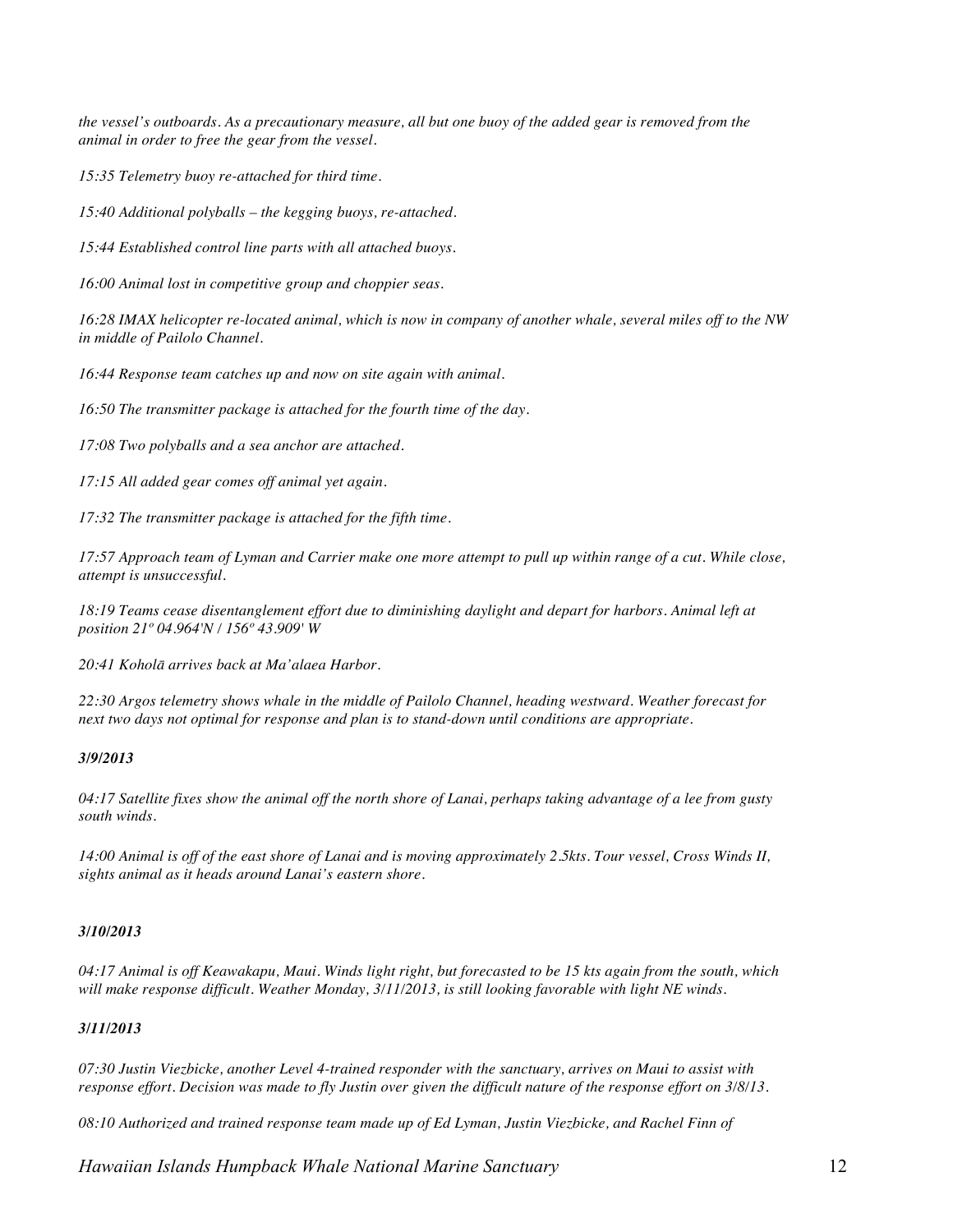*the vessel's outboards. As a precautionary measure, all but one buoy of the added gear is removed from the animal in order to free the gear from the vessel.*

*15:35 Telemetry buoy re-attached for third time.*

*15:40 Additional polyballs – the kegging buoys, re-attached.*

*15:44 Established control line parts with all attached buoys.*

*16:00 Animal lost in competitive group and choppier seas.*

*16:28 IMAX helicopter re-located animal, which is now in company of another whale, several miles off to the NW in middle of Pailolo Channel.*

*16:44 Response team catches up and now on site again with animal.*

*16:50 The transmitter package is attached for the fourth time of the day.*

*17:08 Two polyballs and a sea anchor are attached.*

*17:15 All added gear comes off animal yet again.*

*17:32 The transmitter package is attached for the fifth time.*

*17:57 Approach team of Lyman and Carrier make one more attempt to pull up within range of a cut. While close, attempt is unsuccessful.*

*18:19 Teams cease disentanglement effort due to diminishing daylight and depart for harbors. Animal left at position 21º 04.964'N / 156º 43.909' W*

*20:41 Koholā arrives back at Ma'alaea Harbor.*

*22:30 Argos telemetry shows whale in the middle of Pailolo Channel, heading westward. Weather forecast for next two days not optimal for response and plan is to stand-down until conditions are appropriate.*

***3/9/2013***

*04:17 Satellite fixes show the animal off the north shore of Lanai, perhaps taking advantage of a lee from gusty south winds.*

*14:00 Animal is off of the east shore of Lanai and is moving approximately 2.5kts. Tour vessel, Cross Winds II, sights animal as it heads around Lanai's eastern shore.*

***3/10/2013***

*04:17 Animal is off Keawakapu, Maui. Winds light right, but forecasted to be 15 kts again from the south, which will make response difficult. Weather Monday, 3/11/2013, is still looking favorable with light NE winds.*

***3/11/2013***

*07:30 Justin Viezbicke, another Level 4-trained responder with the sanctuary, arrives on Maui to assist with response effort. Decision was made to fly Justin over given the difficult nature of the response effort on 3/8/13.*

*08:10 Authorized and trained response team made up of Ed Lyman, Justin Viezbicke, and Rachel Finn of*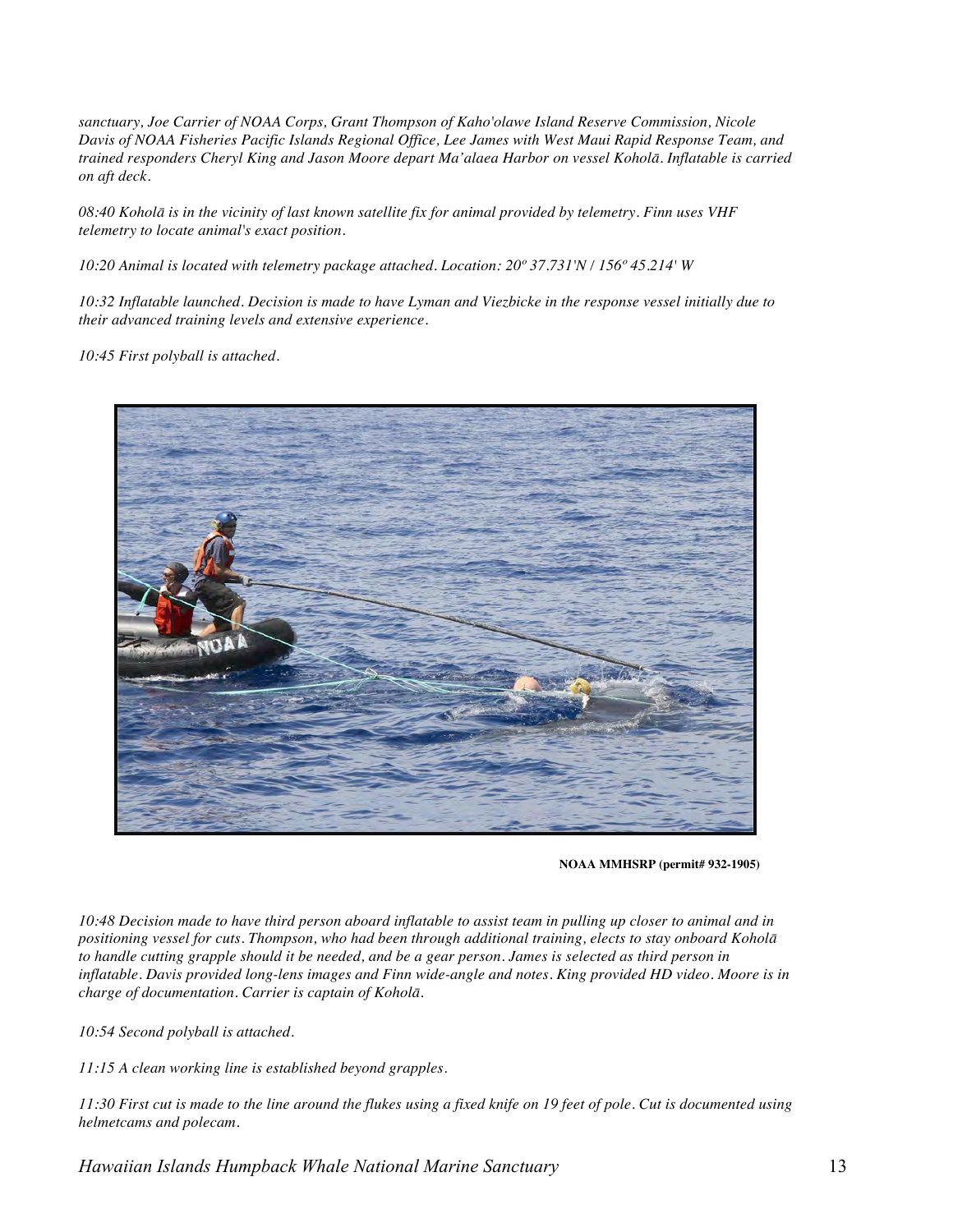*sanctuary, Joe Carrier of NOAA Corps, Grant Thompson of Kaho'olawe Island Reserve Commission, Nicole Davis of NOAA Fisheries Pacific Islands Regional Office, Lee James with West Maui Rapid Response Team, and trained responders Cheryl King and Jason Moore depart Ma'alaea Harbor on vessel Koholā. Inflatable is carried on aft deck.*

*08:40 Koholā is in the vicinity of last known satellite fix for animal provided by telemetry. Finn uses VHF telemetry to locate animal's exact position.*

*10:20 Animal is located with telemetry package attached. Location: 20º 37.731'N / 156º 45.214' W*

*10:32 Inflatable launched. Decision is made to have Lyman and Viezbicke in the response vessel initially due to their advanced training levels and extensive experience.*

*10:45 First polyball is attached.*

**NOAA MMHSRP (permit# 932-1905)**

*10:48 Decision made to have third person aboard inflatable to assist team in pulling up closer to animal and in positioning vessel for cuts. Thompson, who had been through additional training, elects to stay onboard Koholā to handle cutting grapple should it be needed, and be a gear person. James is selected as third person in inflatable. Davis provided long-lens images and Finn wide-angle and notes. King provided HD video. Moore is in charge of documentation. Carrier is captain of Koholā.*

*10:54 Second polyball is attached.*

*11:15 A clean working line is established beyond grapples.*

*11:30 First cut is made to the line around the flukes using a fixed knife on 19 feet of pole. Cut is documented using helmetcams and polecam.*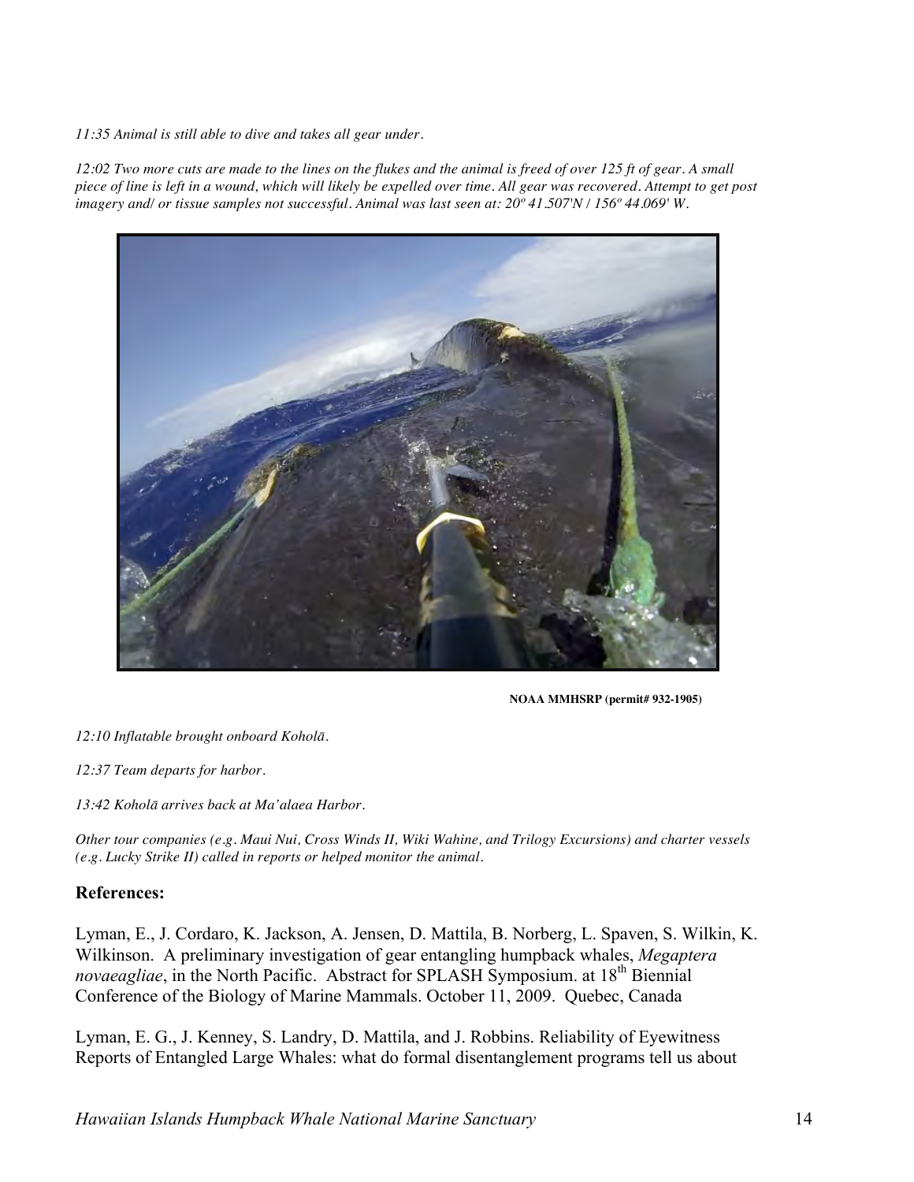*11:35 Animal is still able to dive and takes all gear under.*

*12:02 Two more cuts are made to the lines on the flukes and the animal is freed of over 125 ft of gear. A small piece of line is left in a wound, which will likely be expelled over time. All gear was recovered. Attempt to get post imagery and/ or tissue samples not successful. Animal was last seen at: 20º 41.507'N / 156º 44.069' W.*

**NOAA MMHSRP (permit# 932-1905)**

*12:10 Inflatable brought onboard Koholā.*

*12:37 Team departs for harbor.*

*13:42 Koholā arrives back at Ma'alaea Harbor.*

*Other tour companies (e.g. Maui Nui, Cross Winds II, Wiki Wahine, and Trilogy Excursions) and charter vessels (e.g. Lucky Strike II) called in reports or helped monitor the animal.*

## References:

Lyman, E., J. Cordaro, K. Jackson, A. Jensen, D. Mattila, B. Norberg, L. Spaven, S. Wilkin, K. Wilkinson. A preliminary investigation of gear entangling humpback whales, *Megaptera novaeagliae*, in the North Pacific. Abstract for SPLASH Symposium. at 18th Biennial Conference of the Biology of Marine Mammals. October 11, 2009. Quebec, Canada

Lyman, E. G., J. Kenney, S. Landry, D. Mattila, and J. Robbins. Reliability of Eyewitness Reports of Entangled Large Whales: what do formal disentanglement programs tell us about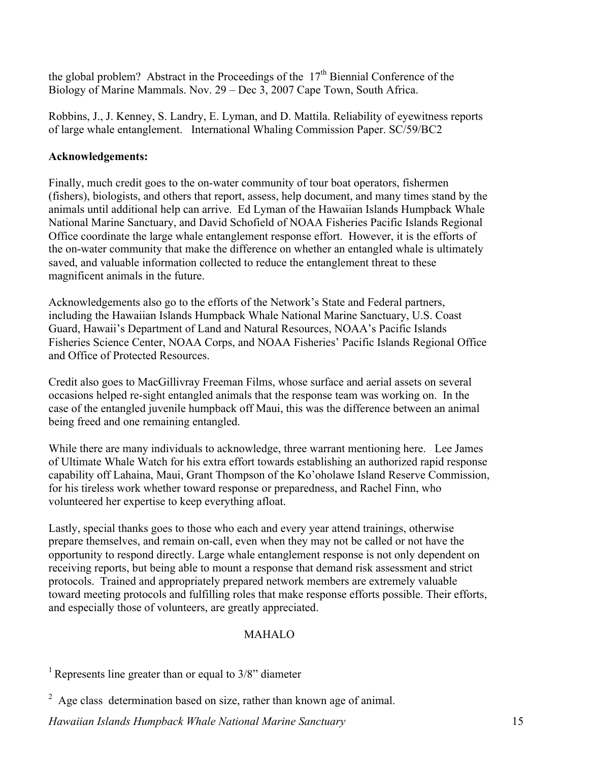the global problem? Abstract in the Proceedings of the 17th Biennial Conference of the Biology of Marine Mammals. Nov. 29 – Dec 3, 2007 Cape Town, South Africa.

Robbins, J., J. Kenney, S. Landry, E. Lyman, and D. Mattila. Reliability of eyewitness reports of large whale entanglement. International Whaling Commission Paper. SC/59/BC2

**Acknowledgements:**

Finally, much credit goes to the on-water community of tour boat operators, fishermen (fishers), biologists, and others that report, assess, help document, and many times stand by the animals until additional help can arrive. Ed Lyman of the Hawaiian Islands Humpback Whale National Marine Sanctuary, and David Schofield of NOAA Fisheries Pacific Islands Regional Office coordinate the large whale entanglement response effort. However, it is the efforts of the on-water community that make the difference on whether an entangled whale is ultimately saved, and valuable information collected to reduce the entanglement threat to these magnificent animals in the future.

Acknowledgements also go to the efforts of the Network's State and Federal partners, including the Hawaiian Islands Humpback Whale National Marine Sanctuary, U.S. Coast Guard, Hawaii's Department of Land and Natural Resources, NOAA's Pacific Islands Fisheries Science Center, NOAA Corps, and NOAA Fisheries' Pacific Islands Regional Office and Office of Protected Resources.

Credit also goes to MacGillivray Freeman Films, whose surface and aerial assets on several occasions helped re-sight entangled animals that the response team was working on. In the case of the entangled juvenile humpback off Maui, this was the difference between an animal being freed and one remaining entangled.

While there are many individuals to acknowledge, three warrant mentioning here. Lee James of Ultimate Whale Watch for his extra effort towards establishing an authorized rapid response capability off Lahaina, Maui, Grant Thompson of the Ko'oholawe Island Reserve Commission, for his tireless work whether toward response or preparedness, and Rachel Finn, who volunteered her expertise to keep everything afloat.

Lastly, special thanks goes to those who each and every year attend trainings, otherwise prepare themselves, and remain on-call, even when they may not be called or not have the opportunity to respond directly. Large whale entanglement response is not only dependent on receiving reports, but being able to mount a response that demand risk assessment and strict protocols. Trained and appropriately prepared network members are extremely valuable toward meeting protocols and fulfilling roles that make response efforts possible. Their efforts, and especially those of volunteers, are greatly appreciated.

MAHALO

[1] Represents line greater than or equal to 3/8" diameter

[2] Age class determination based on size, rather than known age of animal.